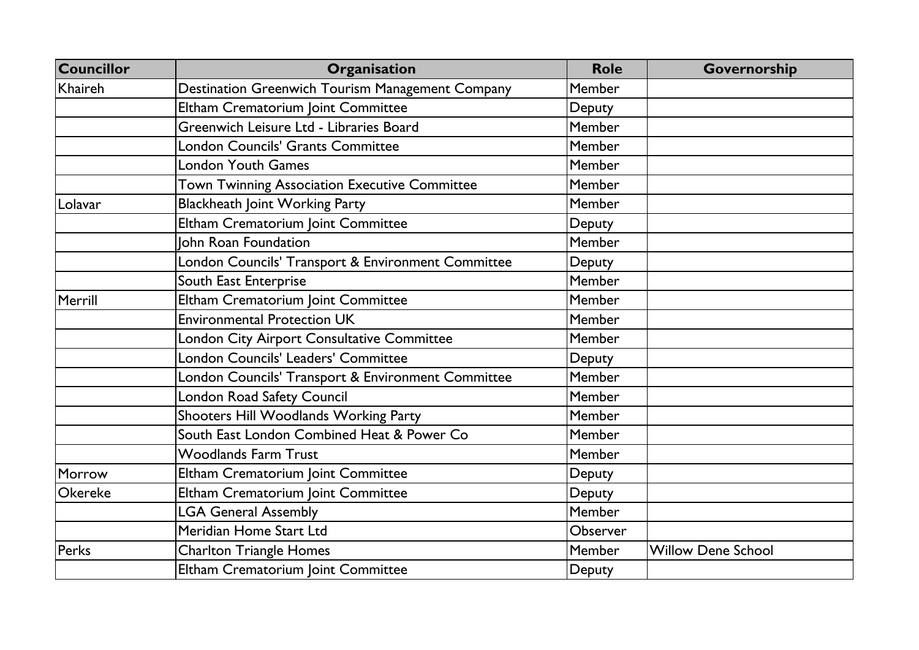| Councillor | Organisation | Role | Governorship |
|---|---|---|---|
| Khaireh | Destination Greenwich Tourism Management Company | Member | |
| | Eltham Crematorium Joint Committee | Deputy | |
| | Greenwich Leisure Ltd - Libraries Board | Member | |
| | London Councils' Grants Committee | Member | |
| | London Youth Games | Member | |
| | Town Twinning Association Executive Committee | Member | |
| Lolavar | Blackheath Joint Working Party | Member | |
| | Eltham Crematorium Joint Committee | Deputy | |
| | John Roan Foundation | Member | |
| | London Councils' Transport & Environment Committee | Deputy | |
| | South East Enterprise | Member | |
| Merrill | Eltham Crematorium Joint Committee | Member | |
| | Environmental Protection UK | Member | |
| | London City Airport Consultative Committee | Member | |
| | London Councils' Leaders' Committee | Deputy | |
| | London Councils' Transport & Environment Committee | Member | |
| | London Road Safety Council | Member | |
| | Shooters Hill Woodlands Working Party | Member | |
| | South East London Combined Heat & Power Co | Member | |
| | Woodlands Farm Trust | Member | |
| Morrow | Eltham Crematorium Joint Committee | Deputy | |
| Okereke | Eltham Crematorium Joint Committee | Deputy | |
| | LGA General Assembly | Member | |
| | Meridian Home Start Ltd | Observer | |
| Perks | Charlton Triangle Homes | Member | Willow Dene School |
| | Eltham Crematorium Joint Committee | Deputy | |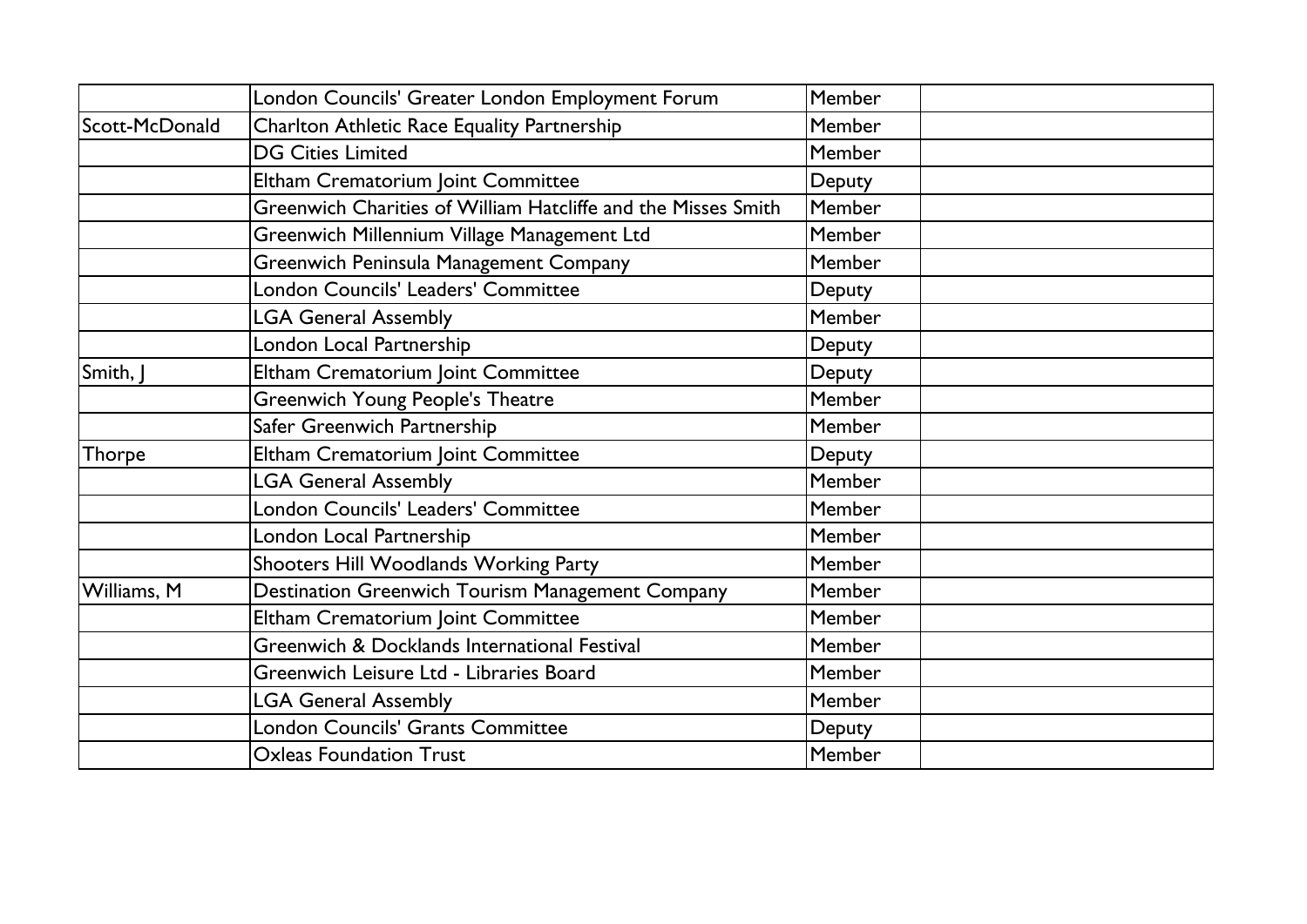| | | | |
|---|---|---|---|
| | London Councils' Greater London Employment Forum | Member | |
| Scott-McDonald | Charlton Athletic Race Equality Partnership | Member | |
| | DG Cities Limited | Member | |
| | Eltham Crematorium Joint Committee | Deputy | |
| | Greenwich Charities of William Hatcliffe and the Misses Smith | Member | |
| | Greenwich Millennium Village Management Ltd | Member | |
| | Greenwich Peninsula Management Company | Member | |
| | London Councils' Leaders' Committee | Deputy | |
| | LGA General Assembly | Member | |
| | London Local Partnership | Deputy | |
| Smith, J | Eltham Crematorium Joint Committee | Deputy | |
| | Greenwich Young People's Theatre | Member | |
| | Safer Greenwich Partnership | Member | |
| Thorpe | Eltham Crematorium Joint Committee | Deputy | |
| | LGA General Assembly | Member | |
| | London Councils' Leaders' Committee | Member | |
| | London Local Partnership | Member | |
| | Shooters Hill Woodlands Working Party | Member | |
| Williams, M | Destination Greenwich Tourism Management Company | Member | |
| | Eltham Crematorium Joint Committee | Member | |
| | Greenwich & Docklands International Festival | Member | |
| | Greenwich Leisure Ltd - Libraries Board | Member | |
| | LGA General Assembly | Member | |
| | London Councils' Grants Committee | Deputy | |
| | Oxleas Foundation Trust | Member | |